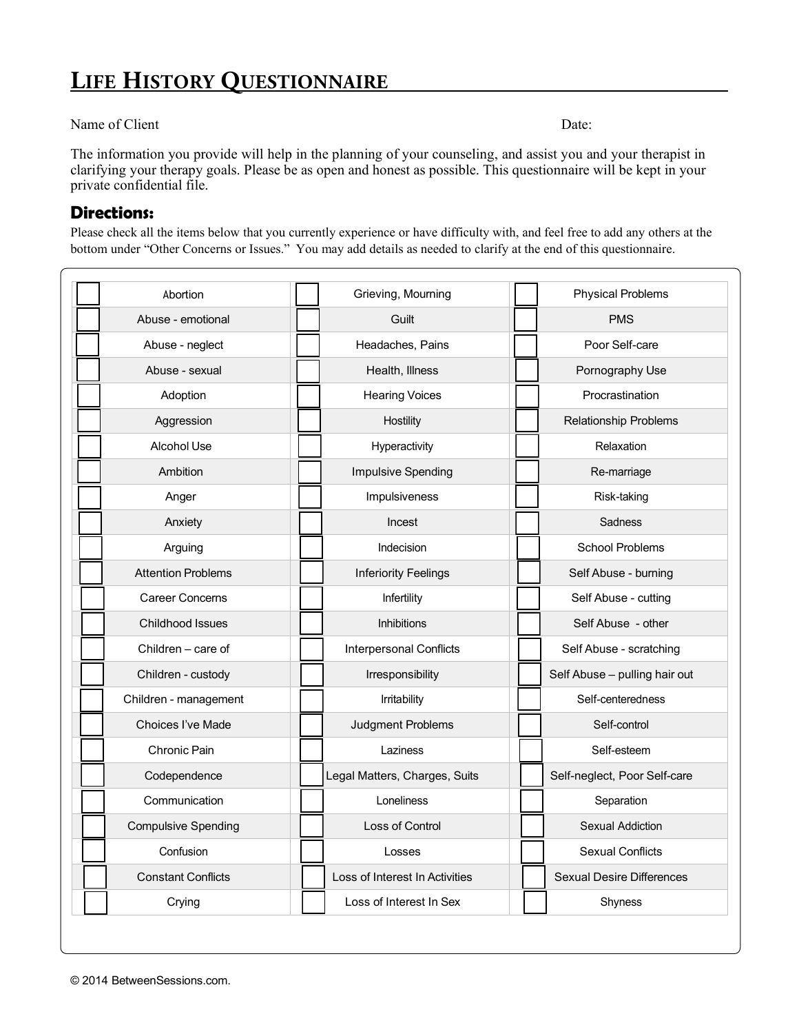# LIFE HISTORY QUESTIONNAIRE

Name of Client                                                                 Date:

The information you provide will help in the planning of your counseling, and assist you and your therapist in clarifying your therapy goals. Please be as open and honest as possible. This questionnaire will be kept in your private confidential file.

## Directions:

Please check all the items below that you currently experience or have difficulty with, and feel free to add any others at the bottom under "Other Concerns or Issues." You may add details as needed to clarify at the end of this questionnaire.

| | | | | | |
|---|---|---|---|---|---|
| ☐ | Abortion | ☐ | Grieving, Mourning | ☐ | Physical Problems |
| ☐ | Abuse - emotional | ☐ | Guilt | ☐ | PMS |
| ☐ | Abuse - neglect | ☐ | Headaches, Pains | ☐ | Poor Self-care |
| ☐ | Abuse - sexual | ☐ | Health, Illness | ☐ | Pornography Use |
| ☐ | Adoption | ☐ | Hearing Voices | ☐ | Procrastination |
| ☐ | Aggression | ☐ | Hostility | ☐ | Relationship Problems |
| ☐ | Alcohol Use | ☐ | Hyperactivity | ☐ | Relaxation |
| ☐ | Ambition | ☐ | Impulsive Spending | ☐ | Re-marriage |
| ☐ | Anger | ☐ | Impulsiveness | ☐ | Risk-taking |
| ☐ | Anxiety | ☐ | Incest | ☐ | Sadness |
| ☐ | Arguing | ☐ | Indecision | ☐ | School Problems |
| ☐ | Attention Problems | ☐ | Inferiority Feelings | ☐ | Self Abuse - burning |
| ☐ | Career Concerns | ☐ | Infertility | ☐ | Self Abuse - cutting |
| ☐ | Childhood Issues | ☐ | Inhibitions | ☐ | Self Abuse - other |
| ☐ | Children – care of | ☐ | Interpersonal Conflicts | ☐ | Self Abuse - scratching |
| ☐ | Children - custody | ☐ | Irresponsibility | ☐ | Self Abuse – pulling hair out |
| ☐ | Children - management | ☐ | Irritability | ☐ | Self-centeredness |
| ☐ | Choices I've Made | ☐ | Judgment Problems | ☐ | Self-control |
| ☐ | Chronic Pain | ☐ | Laziness | ☐ | Self-esteem |
| ☐ | Codependence | ☐ | Legal Matters, Charges, Suits | ☐ | Self-neglect, Poor Self-care |
| ☐ | Communication | ☐ | Loneliness | ☐ | Separation |
| ☐ | Compulsive Spending | ☐ | Loss of Control | ☐ | Sexual Addiction |
| ☐ | Confusion | ☐ | Losses | ☐ | Sexual Conflicts |
| ☐ | Constant Conflicts | ☐ | Loss of Interest In Activities | ☐ | Sexual Desire Differences |
| ☐ | Crying | ☐ | Loss of Interest In Sex | ☐ | Shyness |

© 2014 BetweenSessions.com.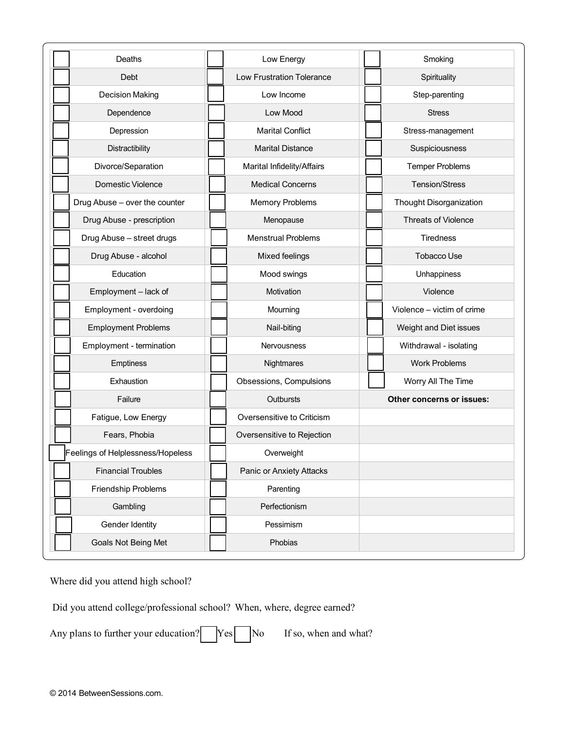| | | | | | |
|---|---|---|---|---|---|
| ☐ | Deaths | ☐ | Low Energy | ☐ | Smoking |
| ☐ | Debt | ☐ | Low Frustration Tolerance | ☐ | Spirituality |
| ☐ | Decision Making | ☐ | Low Income | ☐ | Step-parenting |
| ☐ | Dependence | ☐ | Low Mood | ☐ | Stress |
| ☐ | Depression | ☐ | Marital Conflict | ☐ | Stress-management |
| ☐ | Distractibility | ☐ | Marital Distance | ☐ | Suspiciousness |
| ☐ | Divorce/Separation | ☐ | Marital Infidelity/Affairs | ☐ | Temper Problems |
| ☐ | Domestic Violence | ☐ | Medical Concerns | ☐ | Tension/Stress |
| ☐ | Drug Abuse – over the counter | ☐ | Memory Problems | ☐ | Thought Disorganization |
| ☐ | Drug Abuse - prescription | ☐ | Menopause | ☐ | Threats of Violence |
| ☐ | Drug Abuse – street drugs | ☐ | Menstrual Problems | ☐ | Tiredness |
| ☐ | Drug Abuse - alcohol | ☐ | Mixed feelings | ☐ | Tobacco Use |
| ☐ | Education | ☐ | Mood swings | ☐ | Unhappiness |
| ☐ | Employment – lack of | ☐ | Motivation | ☐ | Violence |
| ☐ | Employment - overdoing | ☐ | Mourning | ☐ | Violence – victim of crime |
| ☐ | Employment Problems | ☐ | Nail-biting | ☐ | Weight and Diet issues |
| ☐ | Employment - termination | ☐ | Nervousness | ☐ | Withdrawal - isolating |
| ☐ | Emptiness | ☐ | Nightmares | ☐ | Work Problems |
| ☐ | Exhaustion | ☐ | Obsessions, Compulsions | ☐ | Worry All The Time |
| ☐ | Failure | ☐ | Outbursts | | **Other concerns or issues:** |
| ☐ | Fatigue, Low Energy | ☐ | Oversensitive to Criticism | | |
| ☐ | Fears, Phobia | ☐ | Oversensitive to Rejection | | |
| ☐ | Feelings of Helplessness/Hopeless | ☐ | Overweight | | |
| ☐ | Financial Troubles | ☐ | Panic or Anxiety Attacks | | |
| ☐ | Friendship Problems | ☐ | Parenting | | |
| ☐ | Gambling | ☐ | Perfectionism | | |
| ☐ | Gender Identity | ☐ | Pessimism | | |
| ☐ | Goals Not Being Met | ☐ | Phobias | | |

Where did you attend high school?

Did you attend college/professional school? When, where, degree earned?

Any plans to further your education? ☐ Yes ☐ No    If so, when and what?

© 2014 BetweenSessions.com.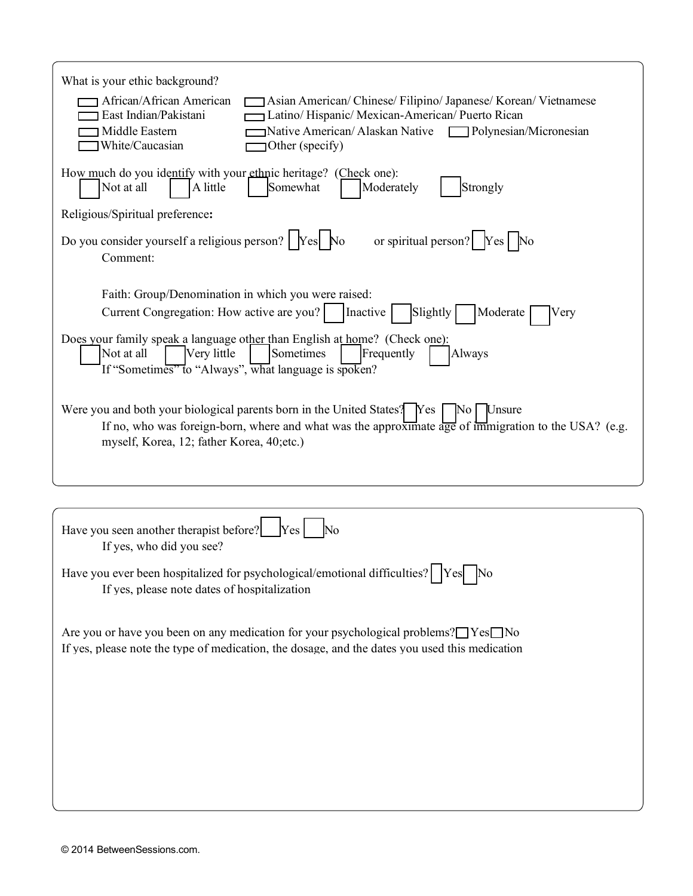What is your ethic background?

☐ African/African American ☐ Asian American/ Chinese/ Filipino/ Japanese/ Korean/ Vietnamese
☐ East Indian/Pakistani ☐ Latino/ Hispanic/ Mexican-American/ Puerto Rican
☐ Middle Eastern ☐ Native American/ Alaskan Native ☐ Polynesian/Micronesian
☐ White/Caucasian ☐ Other (specify)

How much do you identify with your ethnic heritage? (Check one):
☐ Not at all ☐ A little ☐ Somewhat ☐ Moderately ☐ Strongly

Religious/Spiritual preference**:**

Do you consider yourself a religious person? ☐ Yes ☐ No or spiritual person? ☐ Yes ☐ No
Comment:

Faith: Group/Denomination in which you were raised:
Current Congregation: How active are you? ☐ Inactive ☐ Slightly ☐ Moderate ☐ Very

Does your family speak a language other than English at home? (Check one):
☐ Not at all ☐ Very little ☐ Sometimes ☐ Frequently ☐ Always
If "Sometimes" to "Always", what language is spoken?

Were you and both your biological parents born in the United States? ☐ Yes ☐ No ☐ Unsure
If no, who was foreign-born, where and what was the approximate age of immigration to the USA? (e.g. myself, Korea, 12; father Korea, 40;etc.)

---

Have you seen another therapist before? ☐ Yes ☐ No
If yes, who did you see?

Have you ever been hospitalized for psychological/emotional difficulties? ☐ Yes ☐ No
If yes, please note dates of hospitalization

Are you or have you been on any medication for your psychological problems? ☐ Yes ☐ No
If yes, please note the type of medication, the dosage, and the dates you used this medication

© 2014 BetweenSessions.com.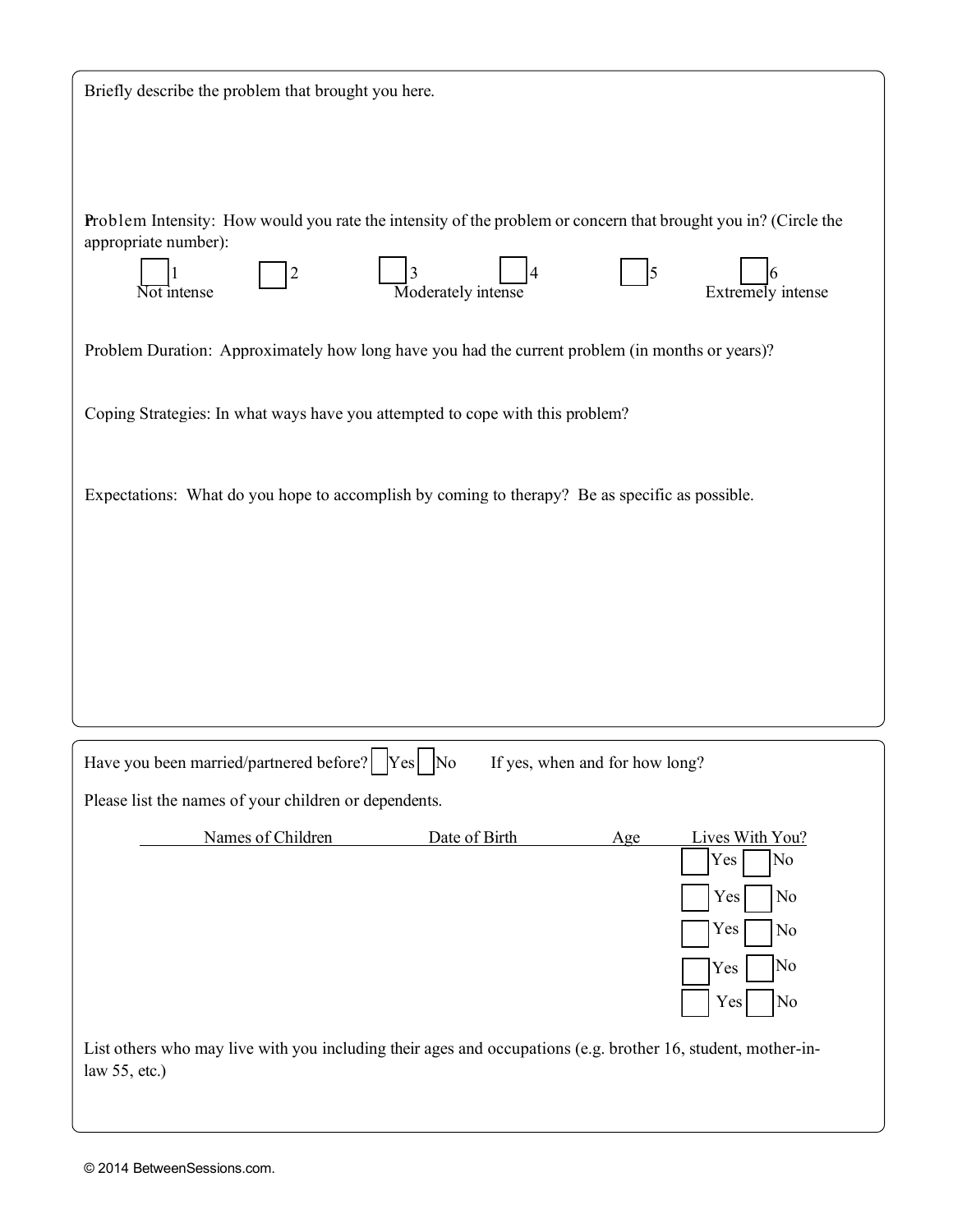Briefly describe the problem that brought you here.

Problem Intensity: How would you rate the intensity of the problem or concern that brought you in? (Circle the appropriate number):

☐ 1 Not intense ☐ 2 ☐ 3 Moderately intense ☐ 4 ☐ 5 ☐ 6 Extremely intense

Problem Duration: Approximately how long have you had the current problem (in months or years)?

Coping Strategies: In what ways have you attempted to cope with this problem?

Expectations: What do you hope to accomplish by coming to therapy? Be as specific as possible.

---

Have you been married/partnered before? ☐ Yes ☐ No If yes, when and for how long?

Please list the names of your children or dependents.

| Names of Children | Date of Birth | Age | Lives With You? |
|---|---|---|---|
| | | | ☐ Yes ☐ No |
| | | | ☐ Yes ☐ No |
| | | | ☐ Yes ☐ No |
| | | | ☐ Yes ☐ No |
| | | | ☐ Yes ☐ No |

List others who may live with you including their ages and occupations (e.g. brother 16, student, mother-in-law 55, etc.)

© 2014 BetweenSessions.com.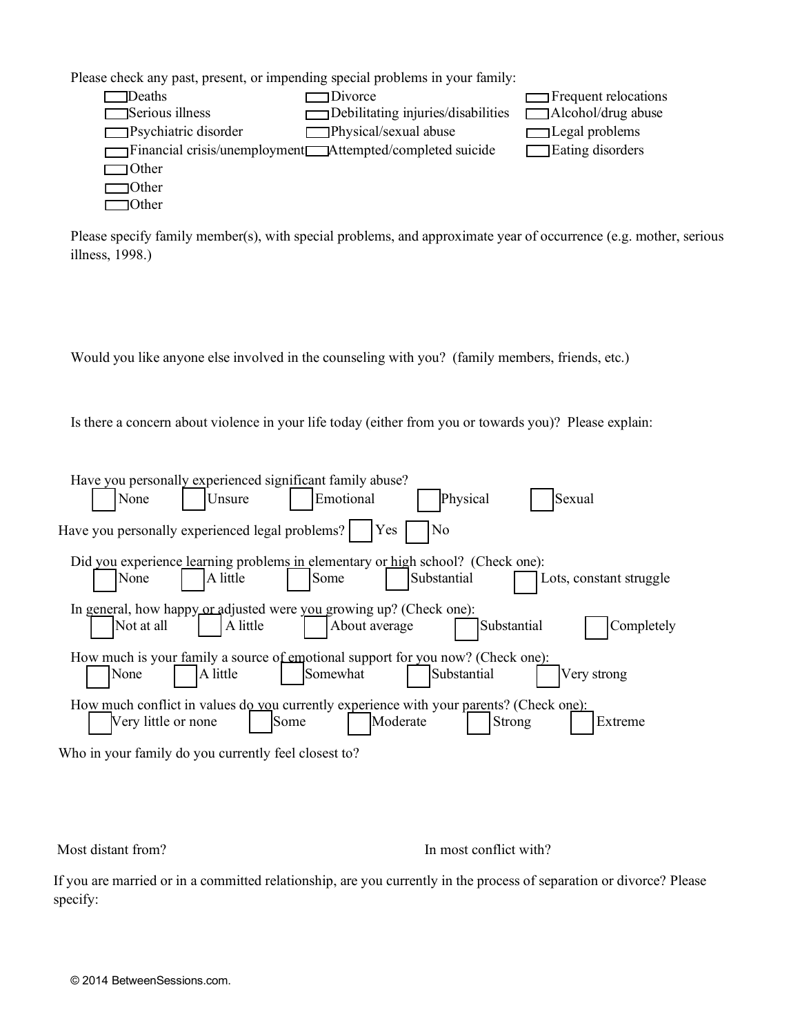Please check any past, present, or impending special problems in your family:

- [ ] Deaths
- [ ] Divorce
- [ ] Frequent relocations
- [ ] Serious illness
- [ ] Debilitating injuries/disabilities
- [ ] Alcohol/drug abuse
- [ ] Psychiatric disorder
- [ ] Physical/sexual abuse
- [ ] Legal problems
- [ ] Financial crisis/unemployment
- [ ] Attempted/completed suicide
- [ ] Eating disorders
- [ ] Other
- [ ] Other
- [ ] Other

Please specify family member(s), with special problems, and approximate year of occurrence (e.g. mother, serious illness, 1998.)

Would you like anyone else involved in the counseling with you? (family members, friends, etc.)

Is there a concern about violence in your life today (either from you or towards you)? Please explain:

Have you personally experienced significant family abuse?
☐ None ☐ Unsure ☐ Emotional ☐ Physical ☐ Sexual

Have you personally experienced legal problems? ☐ Yes ☐ No

Did you experience learning problems in elementary or high school? (Check one):
☐ None ☐ A little ☐ Some ☐ Substantial ☐ Lots, constant struggle

In general, how happy or adjusted were you growing up? (Check one):
☐ Not at all ☐ A little ☐ About average ☐ Substantial ☐ Completely

How much is your family a source of emotional support for you now? (Check one):
☐ None ☐ A little ☐ Somewhat ☐ Substantial ☐ Very strong

How much conflict in values do you currently experience with your parents? (Check one):
☐ Very little or none ☐ Some ☐ Moderate ☐ Strong ☐ Extreme

Who in your family do you currently feel closest to?

Most distant from?

In most conflict with?

If you are married or in a committed relationship, are you currently in the process of separation or divorce? Please specify:

© 2014 BetweenSessions.com.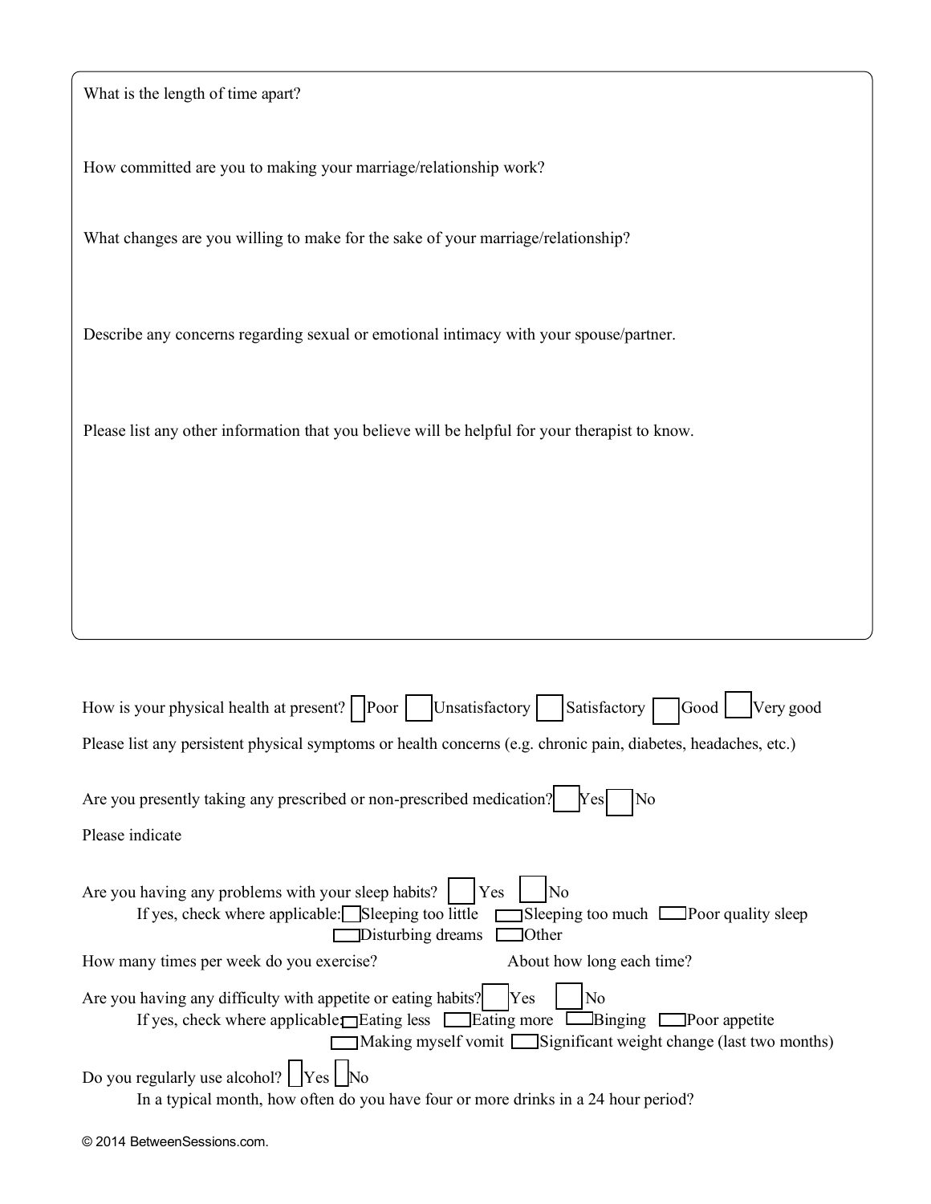What is the length of time apart?

How committed are you to making your marriage/relationship work?

What changes are you willing to make for the sake of your marriage/relationship?

Describe any concerns regarding sexual or emotional intimacy with your spouse/partner.

Please list any other information that you believe will be helpful for your therapist to know.

How is your physical health at present? ☐ Poor ☐ Unsatisfactory ☐ Satisfactory ☐ Good ☐ Very good

Please list any persistent physical symptoms or health concerns (e.g. chronic pain, diabetes, headaches, etc.)

Are you presently taking any prescribed or non-prescribed medication? ☐ Yes ☐ No

Please indicate

Are you having any problems with your sleep habits? ☐ Yes ☐ No

If yes, check where applicable: ☐ Sleeping too little ☐ Sleeping too much ☐ Poor quality sleep ☐ Disturbing dreams ☐ Other

How many times per week do you exercise? About how long each time?

Are you having any difficulty with appetite or eating habits? ☐ Yes ☐ No

If yes, check where applicable: ☐ Eating less ☐ Eating more ☐ Binging ☐ Poor appetite ☐ Making myself vomit ☐ Significant weight change (last two months)

Do you regularly use alcohol? ☐ Yes ☐ No

In a typical month, how often do you have four or more drinks in a 24 hour period?

© 2014 BetweenSessions.com.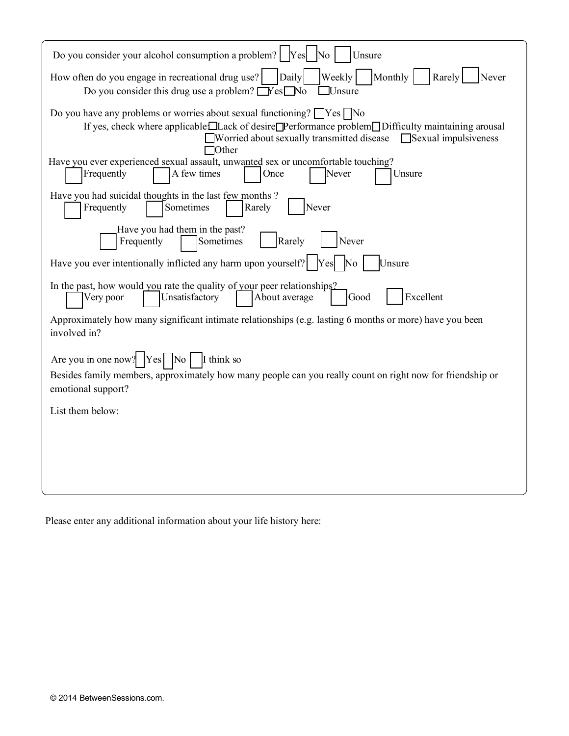Do you consider your alcohol consumption a problem? ☐ Yes ☐ No ☐ Unsure

How often do you engage in recreational drug use? ☐ Daily ☐ Weekly ☐ Monthly ☐ Rarely ☐ Never

Do you consider this drug use a problem? ☐ Yes ☐ No ☐ Unsure

Do you have any problems or worries about sexual functioning? ☐ Yes ☐ No

If yes, check where applicable: ☐ Lack of desire ☐ Performance problem ☐ Difficulty maintaining arousal ☐ Worried about sexually transmitted disease ☐ Sexual impulsiveness ☐ Other

Have you ever experienced sexual assault, unwanted sex or uncomfortable touching?
☐ Frequently ☐ A few times ☐ Once ☐ Never ☐ Unsure

Have you had suicidal thoughts in the last few months ?
☐ Frequently ☐ Sometimes ☐ Rarely ☐ Never

Have you had them in the past?
☐ Frequently ☐ Sometimes ☐ Rarely ☐ Never

Have you ever intentionally inflicted any harm upon yourself? ☐ Yes ☐ No ☐ Unsure

In the past, how would you rate the quality of your peer relationships?
☐ Very poor ☐ Unsatisfactory ☐ About average ☐ Good ☐ Excellent

Approximately how many significant intimate relationships (e.g. lasting 6 months or more) have you been involved in?

Are you in one now? ☐ Yes ☐ No ☐ I think so

Besides family members, approximately how many people can you really count on right now for friendship or emotional support?

List them below:

Please enter any additional information about your life history here:

© 2014 BetweenSessions.com.